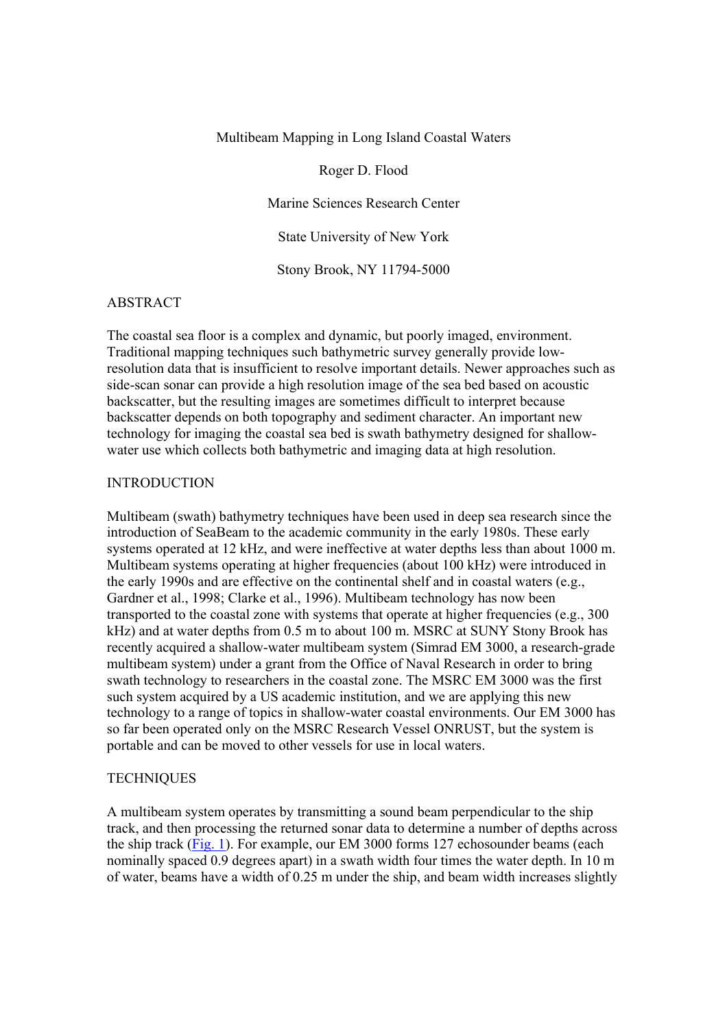# Multibeam Mapping in Long Island Coastal Waters

Roger D. Flood

Marine Sciences Research Center

State University of New York

Stony Brook, NY 11794-5000

## ABSTRACT

The coastal sea floor is a complex and dynamic, but poorly imaged, environment. Traditional mapping techniques such bathymetric survey generally provide low-resolution data that is insufficient to resolve important details. Newer approaches such as side-scan sonar can provide a high resolution image of the sea bed based on acoustic backscatter, but the resulting images are sometimes difficult to interpret because backscatter depends on both topography and sediment character. An important new technology for imaging the coastal sea bed is swath bathymetry designed for shallow-water use which collects both bathymetric and imaging data at high resolution.

## INTRODUCTION

Multibeam (swath) bathymetry techniques have been used in deep sea research since the introduction of SeaBeam to the academic community in the early 1980s. These early systems operated at 12 kHz, and were ineffective at water depths less than about 1000 m. Multibeam systems operating at higher frequencies (about 100 kHz) were introduced in the early 1990s and are effective on the continental shelf and in coastal waters (e.g., Gardner et al., 1998; Clarke et al., 1996). Multibeam technology has now been transported to the coastal zone with systems that operate at higher frequencies (e.g., 300 kHz) and at water depths from 0.5 m to about 100 m. MSRC at SUNY Stony Brook has recently acquired a shallow-water multibeam system (Simrad EM 3000, a research-grade multibeam system) under a grant from the Office of Naval Research in order to bring swath technology to researchers in the coastal zone. The MSRC EM 3000 was the first such system acquired by a US academic institution, and we are applying this new technology to a range of topics in shallow-water coastal environments. Our EM 3000 has so far been operated only on the MSRC Research Vessel ONRUST, but the system is portable and can be moved to other vessels for use in local waters.

## TECHNIQUES

A multibeam system operates by transmitting a sound beam perpendicular to the ship track, and then processing the returned sonar data to determine a number of depths across the ship track (Fig. 1). For example, our EM 3000 forms 127 echosounder beams (each nominally spaced 0.9 degrees apart) in a swath width four times the water depth. In 10 m of water, beams have a width of 0.25 m under the ship, and beam width increases slightly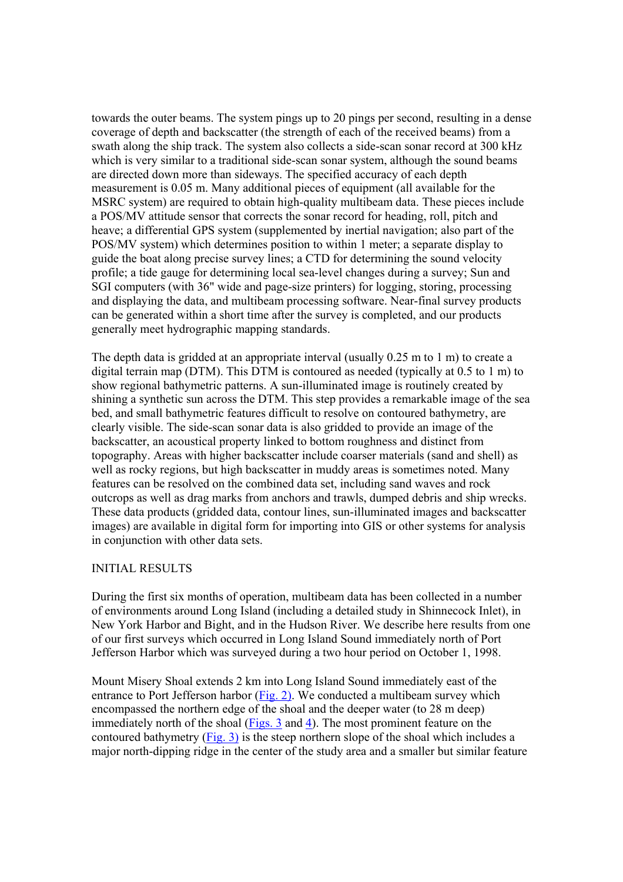towards the outer beams. The system pings up to 20 pings per second, resulting in a dense coverage of depth and backscatter (the strength of each of the received beams) from a swath along the ship track. The system also collects a side-scan sonar record at 300 kHz which is very similar to a traditional side-scan sonar system, although the sound beams are directed down more than sideways. The specified accuracy of each depth measurement is 0.05 m. Many additional pieces of equipment (all available for the MSRC system) are required to obtain high-quality multibeam data. These pieces include a POS/MV attitude sensor that corrects the sonar record for heading, roll, pitch and heave; a differential GPS system (supplemented by inertial navigation; also part of the POS/MV system) which determines position to within 1 meter; a separate display to guide the boat along precise survey lines; a CTD for determining the sound velocity profile; a tide gauge for determining local sea-level changes during a survey; Sun and SGI computers (with 36" wide and page-size printers) for logging, storing, processing and displaying the data, and multibeam processing software. Near-final survey products can be generated within a short time after the survey is completed, and our products generally meet hydrographic mapping standards.

The depth data is gridded at an appropriate interval (usually 0.25 m to 1 m) to create a digital terrain map (DTM). This DTM is contoured as needed (typically at 0.5 to 1 m) to show regional bathymetric patterns. A sun-illuminated image is routinely created by shining a synthetic sun across the DTM. This step provides a remarkable image of the sea bed, and small bathymetric features difficult to resolve on contoured bathymetry, are clearly visible. The side-scan sonar data is also gridded to provide an image of the backscatter, an acoustical property linked to bottom roughness and distinct from topography. Areas with higher backscatter include coarser materials (sand and shell) as well as rocky regions, but high backscatter in muddy areas is sometimes noted. Many features can be resolved on the combined data set, including sand waves and rock outcrops as well as drag marks from anchors and trawls, dumped debris and ship wrecks. These data products (gridded data, contour lines, sun-illuminated images and backscatter images) are available in digital form for importing into GIS or other systems for analysis in conjunction with other data sets.

## INITIAL RESULTS

During the first six months of operation, multibeam data has been collected in a number of environments around Long Island (including a detailed study in Shinnecock Inlet), in New York Harbor and Bight, and in the Hudson River. We describe here results from one of our first surveys which occurred in Long Island Sound immediately north of Port Jefferson Harbor which was surveyed during a two hour period on October 1, 1998.

Mount Misery Shoal extends 2 km into Long Island Sound immediately east of the entrance to Port Jefferson harbor (Fig. 2). We conducted a multibeam survey which encompassed the northern edge of the shoal and the deeper water (to 28 m deep) immediately north of the shoal (Figs. 3 and 4). The most prominent feature on the contoured bathymetry (Fig. 3) is the steep northern slope of the shoal which includes a major north-dipping ridge in the center of the study area and a smaller but similar feature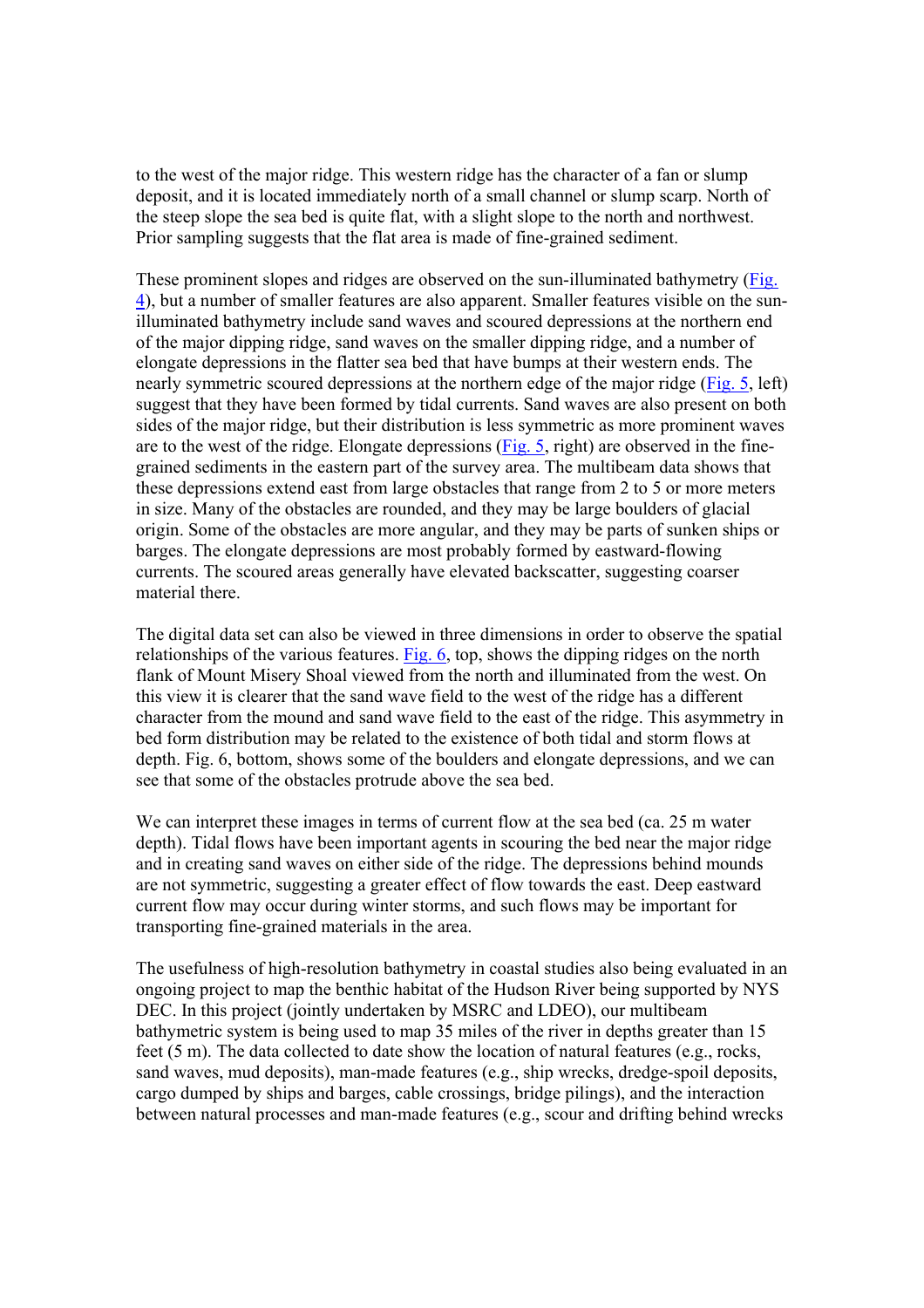to the west of the major ridge. This western ridge has the character of a fan or slump deposit, and it is located immediately north of a small channel or slump scarp. North of the steep slope the sea bed is quite flat, with a slight slope to the north and northwest. Prior sampling suggests that the flat area is made of fine-grained sediment.

These prominent slopes and ridges are observed on the sun-illuminated bathymetry (Fig. 4), but a number of smaller features are also apparent. Smaller features visible on the sun-illuminated bathymetry include sand waves and scoured depressions at the northern end of the major dipping ridge, sand waves on the smaller dipping ridge, and a number of elongate depressions in the flatter sea bed that have bumps at their western ends. The nearly symmetric scoured depressions at the northern edge of the major ridge (Fig. 5, left) suggest that they have been formed by tidal currents. Sand waves are also present on both sides of the major ridge, but their distribution is less symmetric as more prominent waves are to the west of the ridge. Elongate depressions (Fig. 5, right) are observed in the fine-grained sediments in the eastern part of the survey area. The multibeam data shows that these depressions extend east from large obstacles that range from 2 to 5 or more meters in size. Many of the obstacles are rounded, and they may be large boulders of glacial origin. Some of the obstacles are more angular, and they may be parts of sunken ships or barges. The elongate depressions are most probably formed by eastward-flowing currents. The scoured areas generally have elevated backscatter, suggesting coarser material there.

The digital data set can also be viewed in three dimensions in order to observe the spatial relationships of the various features. Fig. 6, top, shows the dipping ridges on the north flank of Mount Misery Shoal viewed from the north and illuminated from the west. On this view it is clearer that the sand wave field to the west of the ridge has a different character from the mound and sand wave field to the east of the ridge. This asymmetry in bed form distribution may be related to the existence of both tidal and storm flows at depth. Fig. 6, bottom, shows some of the boulders and elongate depressions, and we can see that some of the obstacles protrude above the sea bed.

We can interpret these images in terms of current flow at the sea bed (ca. 25 m water depth). Tidal flows have been important agents in scouring the bed near the major ridge and in creating sand waves on either side of the ridge. The depressions behind mounds are not symmetric, suggesting a greater effect of flow towards the east. Deep eastward current flow may occur during winter storms, and such flows may be important for transporting fine-grained materials in the area.

The usefulness of high-resolution bathymetry in coastal studies also being evaluated in an ongoing project to map the benthic habitat of the Hudson River being supported by NYS DEC. In this project (jointly undertaken by MSRC and LDEO), our multibeam bathymetric system is being used to map 35 miles of the river in depths greater than 15 feet (5 m). The data collected to date show the location of natural features (e.g., rocks, sand waves, mud deposits), man-made features (e.g., ship wrecks, dredge-spoil deposits, cargo dumped by ships and barges, cable crossings, bridge pilings), and the interaction between natural processes and man-made features (e.g., scour and drifting behind wrecks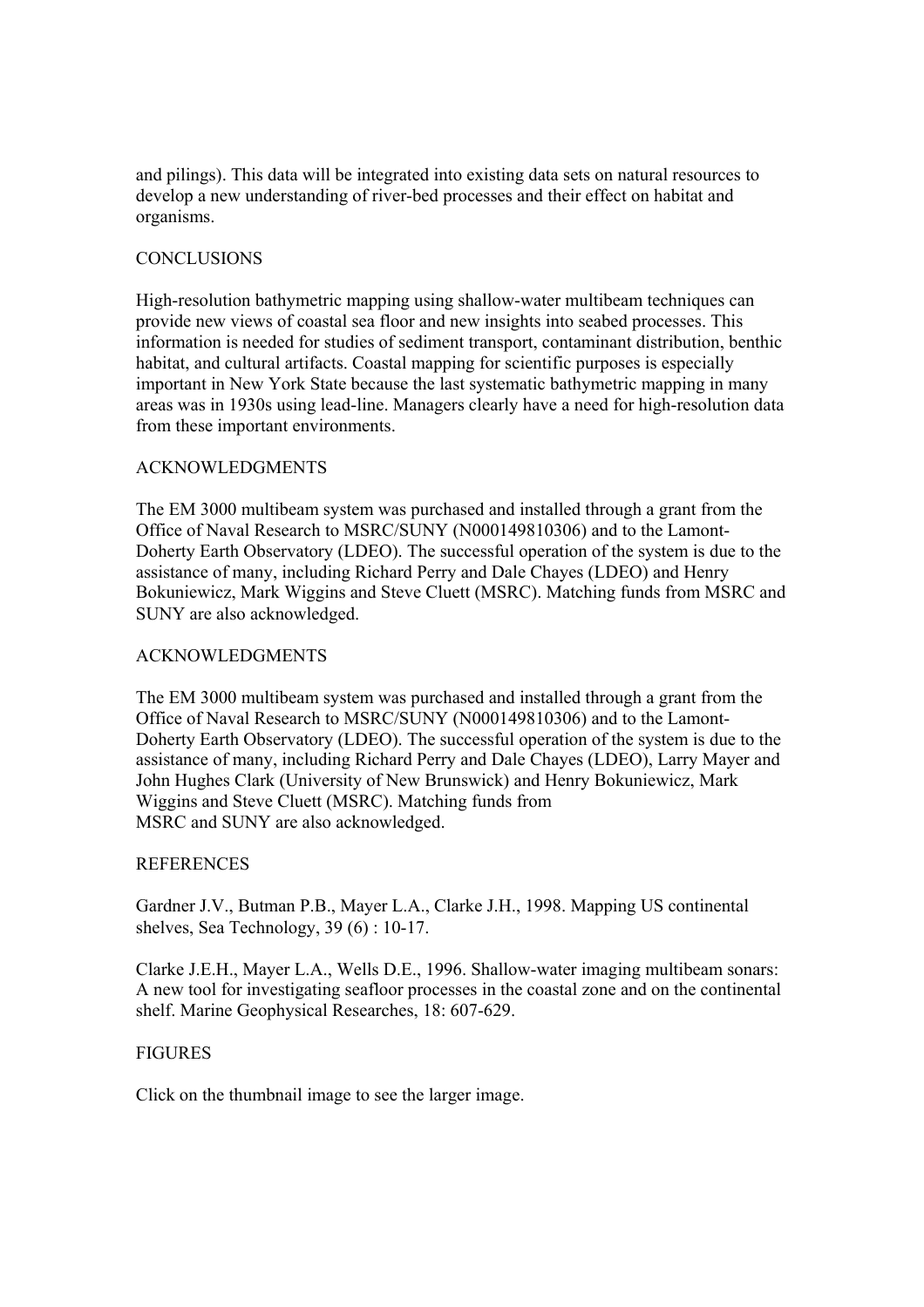and pilings). This data will be integrated into existing data sets on natural resources to develop a new understanding of river-bed processes and their effect on habitat and organisms.

## CONCLUSIONS

High-resolution bathymetric mapping using shallow-water multibeam techniques can provide new views of coastal sea floor and new insights into seabed processes. This information is needed for studies of sediment transport, contaminant distribution, benthic habitat, and cultural artifacts. Coastal mapping for scientific purposes is especially important in New York State because the last systematic bathymetric mapping in many areas was in 1930s using lead-line. Managers clearly have a need for high-resolution data from these important environments.

## ACKNOWLEDGMENTS

The EM 3000 multibeam system was purchased and installed through a grant from the Office of Naval Research to MSRC/SUNY (N000149810306) and to the Lamont-Doherty Earth Observatory (LDEO). The successful operation of the system is due to the assistance of many, including Richard Perry and Dale Chayes (LDEO) and Henry Bokuniewicz, Mark Wiggins and Steve Cluett (MSRC). Matching funds from MSRC and SUNY are also acknowledged.

## ACKNOWLEDGMENTS

The EM 3000 multibeam system was purchased and installed through a grant from the Office of Naval Research to MSRC/SUNY (N000149810306) and to the Lamont-Doherty Earth Observatory (LDEO). The successful operation of the system is due to the assistance of many, including Richard Perry and Dale Chayes (LDEO), Larry Mayer and John Hughes Clark (University of New Brunswick) and Henry Bokuniewicz, Mark Wiggins and Steve Cluett (MSRC). Matching funds from MSRC and SUNY are also acknowledged.

## REFERENCES

Gardner J.V., Butman P.B., Mayer L.A., Clarke J.H., 1998. Mapping US continental shelves, Sea Technology, 39 (6) : 10-17.

Clarke J.E.H., Mayer L.A., Wells D.E., 1996. Shallow-water imaging multibeam sonars: A new tool for investigating seafloor processes in the coastal zone and on the continental shelf. Marine Geophysical Researches, 18: 607-629.

## FIGURES

Click on the thumbnail image to see the larger image.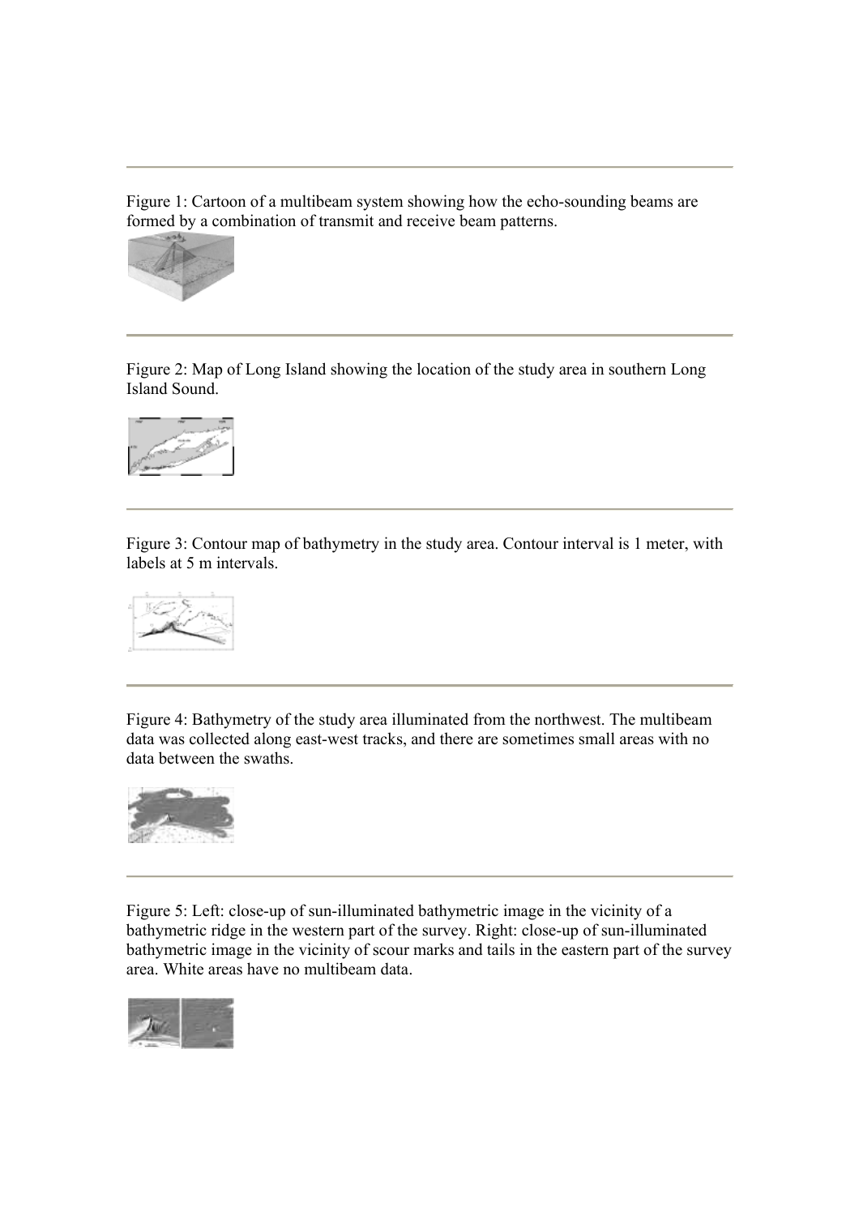---

Figure 1: Cartoon of a multibeam system showing how the echo-sounding beams are formed by a combination of transmit and receive beam patterns.

---

Figure 2: Map of Long Island showing the location of the study area in southern Long Island Sound.

---

Figure 3: Contour map of bathymetry in the study area. Contour interval is 1 meter, with labels at 5 m intervals.

---

Figure 4: Bathymetry of the study area illuminated from the northwest. The multibeam data was collected along east-west tracks, and there are sometimes small areas with no data between the swaths.

---

Figure 5: Left: close-up of sun-illuminated bathymetric image in the vicinity of a bathymetric ridge in the western part of the survey. Right: close-up of sun-illuminated bathymetric image in the vicinity of scour marks and tails in the eastern part of the survey area. White areas have no multibeam data.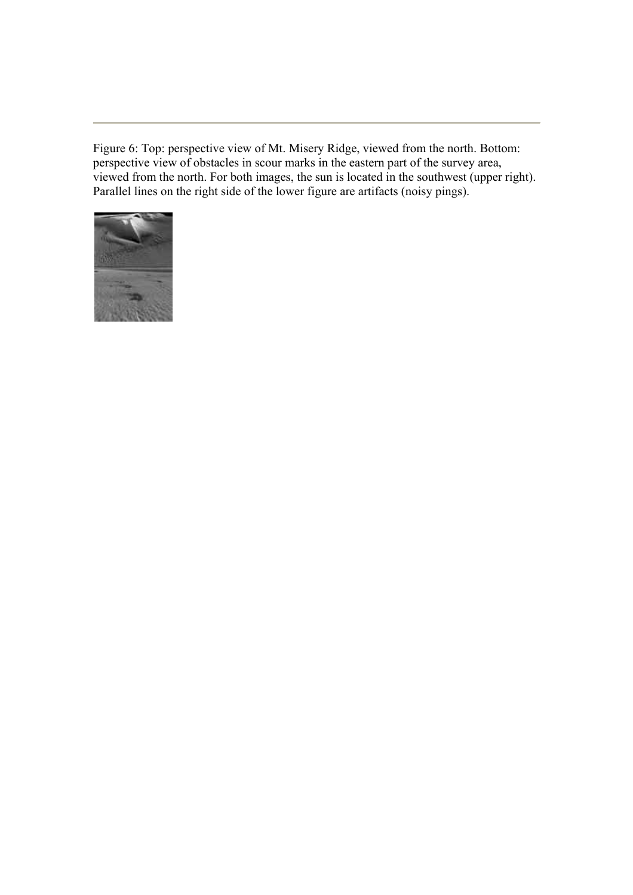Figure 6: Top: perspective view of Mt. Misery Ridge, viewed from the north. Bottom: perspective view of obstacles in scour marks in the eastern part of the survey area, viewed from the north. For both images, the sun is located in the southwest (upper right). Parallel lines on the right side of the lower figure are artifacts (noisy pings).